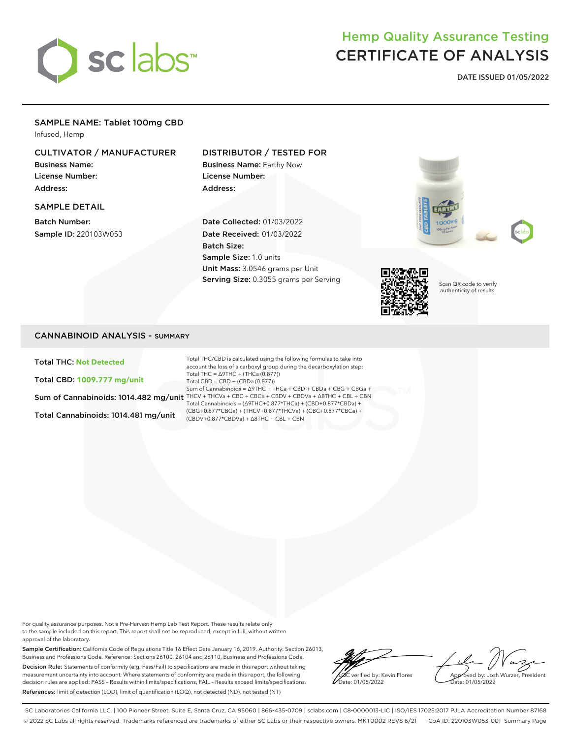# Hemp Quality Assurance Testing CERTIFICATE OF ANALYSIS

**DATE ISSUED 01/05/2022**

## SAMPLE NAME: Tablet 100mg CBD

Infused, Hemp

### CULTIVATOR / MANUFACTURER

**Business Name:**
**License Number:**
**Address:**

### DISTRIBUTOR / TESTED FOR

**Business Name:** Earthy Now
**License Number:**
**Address:**

### SAMPLE DETAIL

**Batch Number:**
**Sample ID:** 220103W053

**Date Collected:** 01/03/2022
**Date Received:** 01/03/2022
**Batch Size:**
**Sample Size:** 1.0 units
**Unit Mass:** 3.0546 grams per Unit
**Serving Size:** 0.3055 grams per Serving

Scan QR code to verify authenticity of results.

## CANNABINOID ANALYSIS - SUMMARY

**Total THC: Not Detected**

**Total CBD: 1009.777 mg/unit**

**Sum of Cannabinoids: 1014.482 mg/unit**

**Total Cannabinoids: 1014.481 mg/unit**

Total THC/CBD is calculated using the following formulas to take into account the loss of a carboxyl group during the decarboxylation step:
Total THC = Δ9THC + (THCa (0.877))
Total CBD = CBD + (CBDa (0.877))
Sum of Cannabinoids = Δ9THC + THCa + CBD + CBDa + CBG + CBGa + THCV + THCVa + CBC + CBCa + CBDV + CBDVa + Δ8THC + CBL + CBN
Total Cannabinoids = (Δ9THC+0.877*THCa) + (CBD+0.877*CBDa) + (CBG+0.877*CBGa) + (THCV+0.877*THCVa) + (CBC+0.877*CBCa) + (CBDV+0.877*CBDVa) + Δ8THC + CBL + CBN

For quality assurance purposes. Not a Pre-Harvest Hemp Lab Test Report. These results relate only to the sample included on this report. This report shall not be reproduced, except in full, without written approval of the laboratory.

**Sample Certification:** California Code of Regulations Title 16 Effect Date January 16, 2019. Authority: Section 26013, Business and Professions Code. Reference: Sections 26100, 26104 and 26110, Business and Professions Code.

**Decision Rule:** Statements of conformity (e.g. Pass/Fail) to specifications are made in this report without taking measurement uncertainty into account. Where statements of conformity are made in this report, the following decision rules are applied: PASS - Results within limits/specifications, FAIL - Results exceed limits/specifications.

**References:** limit of detection (LOD), limit of quantification (LOQ), not detected (ND), not tested (NT)

LQC verified by: Kevin Flores
Date: 01/05/2022

Approved by: Josh Wurzer, President
Date: 01/05/2022

SC Laboratories California LLC. | 100 Pioneer Street, Suite E, Santa Cruz, CA 95060 | 866-435-0709 | sclabs.com | C8-0000013-LIC | ISO/IES 17025:2017 PJLA Accreditation Number 87168
© 2022 SC Labs all rights reserved. Trademarks referenced are trademarks of either SC Labs or their respective owners. MKT0002 REV8 6/21 CoA ID: 220103W053-001 Summary Page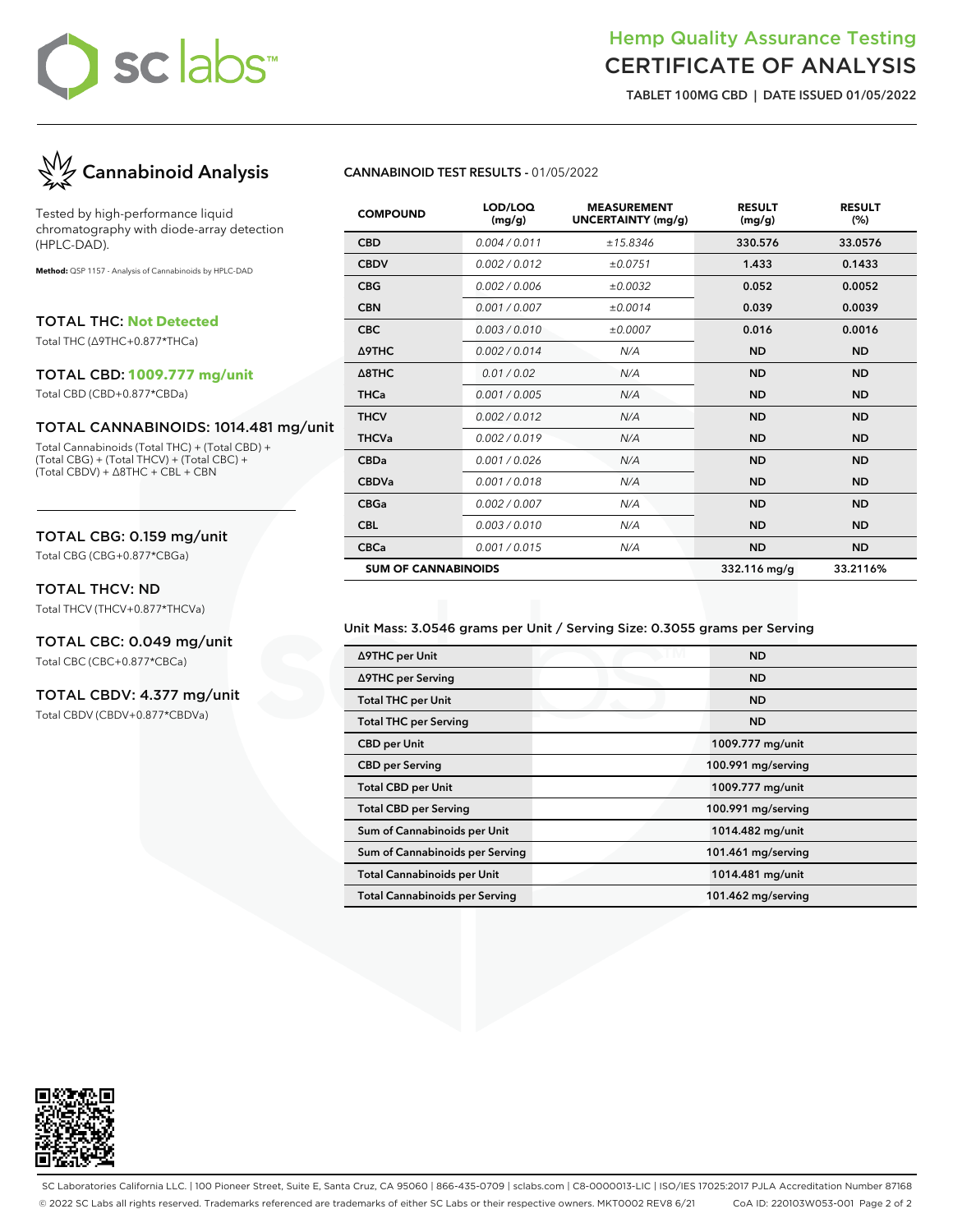# sc labs

## Hemp Quality Assurance Testing
## CERTIFICATE OF ANALYSIS

**TABLET 100MG CBD | DATE ISSUED 01/05/2022**

## Cannabinoid Analysis

Tested by high-performance liquid chromatography with diode-array detection (HPLC-DAD).

**Method:** QSP 1157 - Analysis of Cannabinoids by HPLC-DAD

### TOTAL THC: Not Detected

Total THC (Δ9THC+0.877*THCa)

### TOTAL CBD: 1009.777 mg/unit

Total CBD (CBD+0.877*CBDa)

### TOTAL CANNABINOIDS: 1014.481 mg/unit

Total Cannabinoids (Total THC) + (Total CBD) + (Total CBG) + (Total THCV) + (Total CBC) + (Total CBDV) + Δ8THC + CBL + CBN

### TOTAL CBG: 0.159 mg/unit

Total CBG (CBG+0.877*CBGa)

### TOTAL THCV: ND

Total THCV (THCV+0.877*THCVa)

### TOTAL CBC: 0.049 mg/unit

Total CBC (CBC+0.877*CBCa)

### TOTAL CBDV: 4.377 mg/unit

Total CBDV (CBDV+0.877*CBDVa)

**CANNABINOID TEST RESULTS** - 01/05/2022

| COMPOUND | LOD/LOQ (mg/g) | MEASUREMENT UNCERTAINTY (mg/g) | RESULT (mg/g) | RESULT (%) |
|---|---|---|---|---|
| CBD | 0.004 / 0.011 | ±15.8346 | 330.576 | 33.0576 |
| CBDV | 0.002 / 0.012 | ±0.0751 | 1.433 | 0.1433 |
| CBG | 0.002 / 0.006 | ±0.0032 | 0.052 | 0.0052 |
| CBN | 0.001 / 0.007 | ±0.0014 | 0.039 | 0.0039 |
| CBC | 0.003 / 0.010 | ±0.0007 | 0.016 | 0.0016 |
| Δ9THC | 0.002 / 0.014 | N/A | ND | ND |
| Δ8THC | 0.01 / 0.02 | N/A | ND | ND |
| THCa | 0.001 / 0.005 | N/A | ND | ND |
| THCV | 0.002 / 0.012 | N/A | ND | ND |
| THCVa | 0.002 / 0.019 | N/A | ND | ND |
| CBDa | 0.001 / 0.026 | N/A | ND | ND |
| CBDVa | 0.001 / 0.018 | N/A | ND | ND |
| CBGa | 0.002 / 0.007 | N/A | ND | ND |
| CBL | 0.003 / 0.010 | N/A | ND | ND |
| CBCa | 0.001 / 0.015 | N/A | ND | ND |
| **SUM OF CANNABINOIDS** | | | 332.116 mg/g | 33.2116% |

Unit Mass: 3.0546 grams per Unit / Serving Size: 0.3055 grams per Serving

| | |
|---|---|
| Δ9THC per Unit | ND |
| Δ9THC per Serving | ND |
| Total THC per Unit | ND |
| Total THC per Serving | ND |
| CBD per Unit | 1009.777 mg/unit |
| CBD per Serving | 100.991 mg/serving |
| Total CBD per Unit | 1009.777 mg/unit |
| Total CBD per Serving | 100.991 mg/serving |
| Sum of Cannabinoids per Unit | 1014.482 mg/unit |
| Sum of Cannabinoids per Serving | 101.461 mg/serving |
| Total Cannabinoids per Unit | 1014.481 mg/unit |
| Total Cannabinoids per Serving | 101.462 mg/serving |

SC Laboratories California LLC. | 100 Pioneer Street, Suite E, Santa Cruz, CA 95060 | 866-435-0709 | sclabs.com | C8-0000013-LIC | ISO/IES 17025:2017 PJLA Accreditation Number 87168
© 2022 SC Labs all rights reserved. Trademarks referenced are trademarks of either SC Labs or their respective owners. MKT0002 REV8 6/21 CoA ID: 220103W053-001